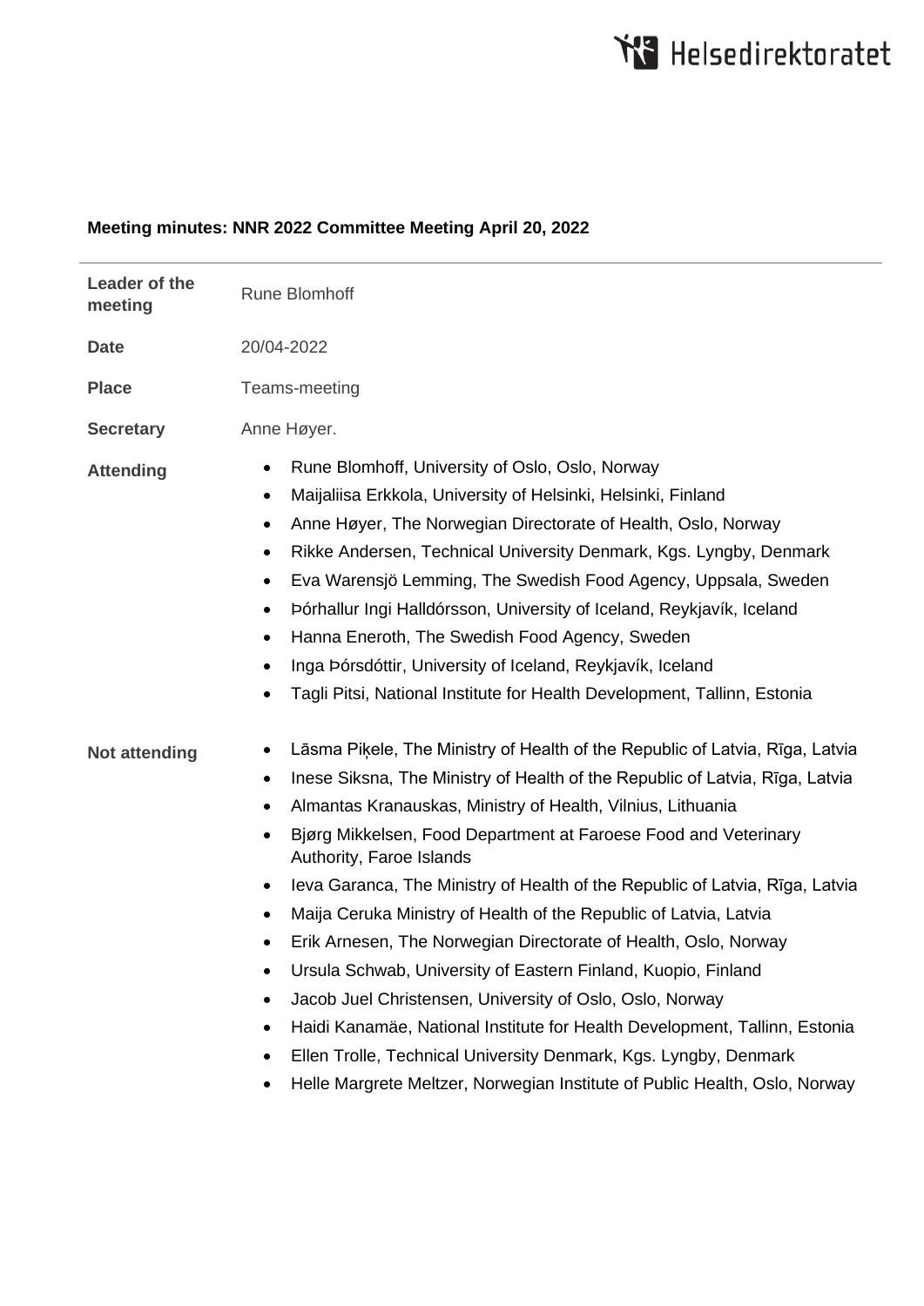**Meeting minutes: NNR 2022 Committee Meeting April 20, 2022**

| | |
|---|---|
| **Leader of the meeting** | Rune Blomhoff |
| **Date** | 20/04-2022 |
| **Place** | Teams-meeting |
| **Secretary** | Anne Høyer. |
| **Attending** | • Rune Blomhoff, University of Oslo, Oslo, Norway<br>• Maijaliisa Erkkola, University of Helsinki, Helsinki, Finland<br>• Anne Høyer, The Norwegian Directorate of Health, Oslo, Norway<br>• Rikke Andersen, Technical University Denmark, Kgs. Lyngby, Denmark<br>• Eva Warensjö Lemming, The Swedish Food Agency, Uppsala, Sweden<br>• Þórhallur Ingi Halldórsson, University of Iceland, Reykjavík, Iceland<br>• Hanna Eneroth, The Swedish Food Agency, Sweden<br>• Inga Þórsdóttir, University of Iceland, Reykjavík, Iceland<br>• Tagli Pitsi, National Institute for Health Development, Tallinn, Estonia |
| **Not attending** | • Lāsma Piķele, The Ministry of Health of the Republic of Latvia, Rīga, Latvia<br>• Inese Siksna, The Ministry of Health of the Republic of Latvia, Rīga, Latvia<br>• Almantas Kranauskas, Ministry of Health, Vilnius, Lithuania<br>• Bjørg Mikkelsen, Food Department at Faroese Food and Veterinary Authority, Faroe Islands<br>• Ieva Garanca, The Ministry of Health of the Republic of Latvia, Rīga, Latvia<br>• Maija Ceruka Ministry of Health of the Republic of Latvia, Latvia<br>• Erik Arnesen, The Norwegian Directorate of Health, Oslo, Norway<br>• Ursula Schwab, University of Eastern Finland, Kuopio, Finland<br>• Jacob Juel Christensen, University of Oslo, Oslo, Norway<br>• Haidi Kanamäe, National Institute for Health Development, Tallinn, Estonia<br>• Ellen Trolle, Technical University Denmark, Kgs. Lyngby, Denmark<br>• Helle Margrete Meltzer, Norwegian Institute of Public Health, Oslo, Norway |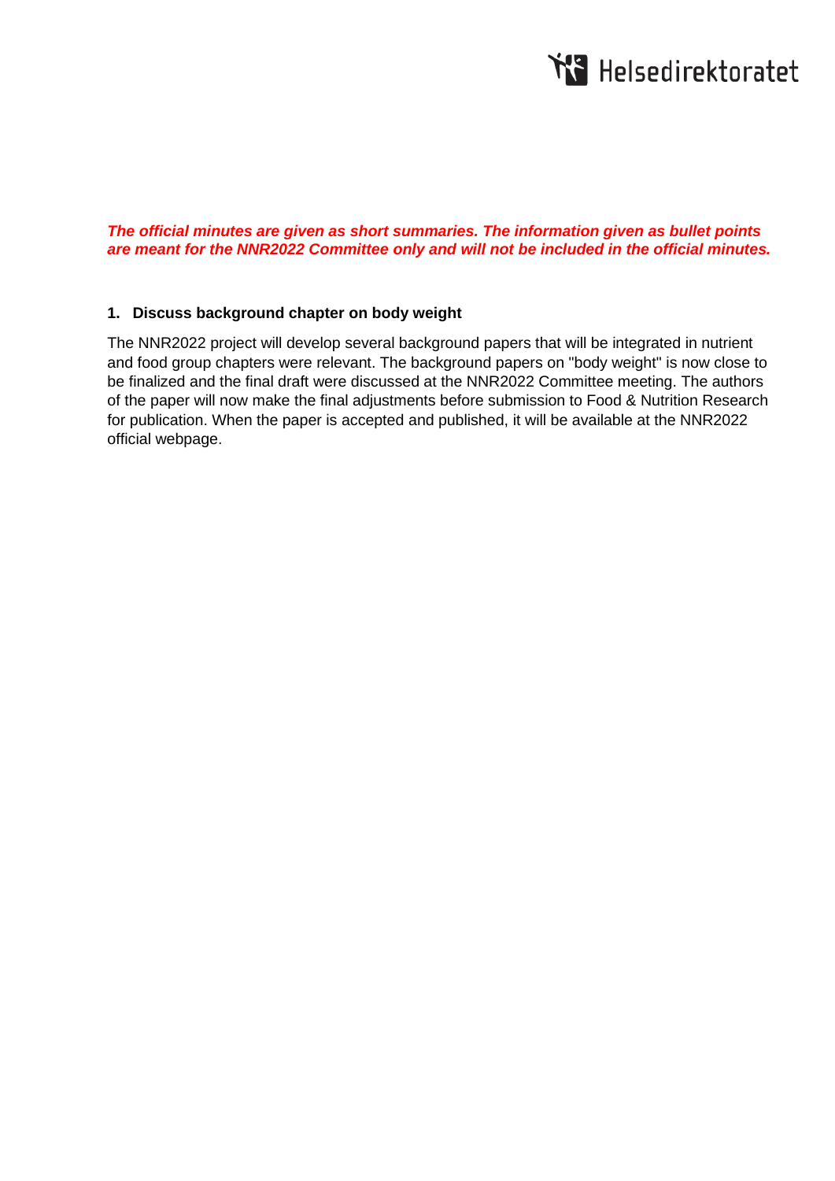***The official minutes are given as short summaries. The information given as bullet points are meant for the NNR2022 Committee only and will not be included in the official minutes.***

**1. Discuss background chapter on body weight**

The NNR2022 project will develop several background papers that will be integrated in nutrient and food group chapters were relevant. The background papers on "body weight" is now close to be finalized and the final draft were discussed at the NNR2022 Committee meeting. The authors of the paper will now make the final adjustments before submission to Food & Nutrition Research for publication. When the paper is accepted and published, it will be available at the NNR2022 official webpage.